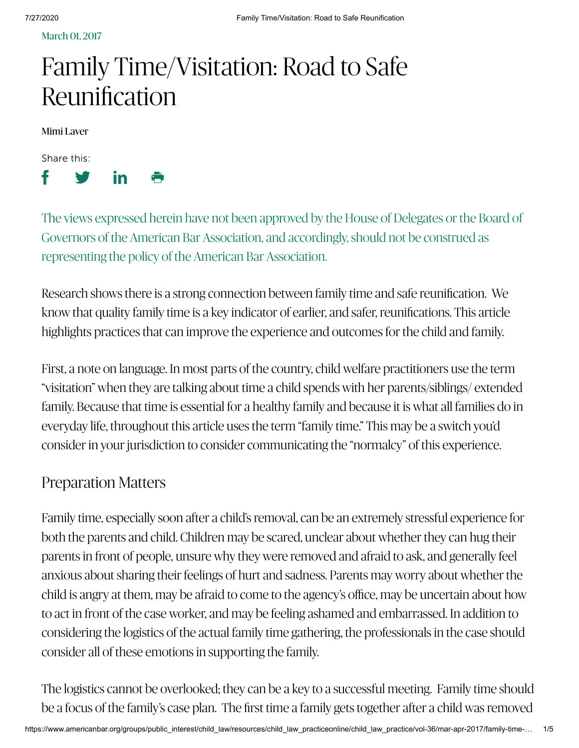March 01, 2017

# Family Time/Visitation: Road to Safe Reunification

Mimi Laver

Share this:

The views expressed herein have not been approved by the House of Delegates or the Board of Governors of the American Bar Association, and accordingly, should not be construed as representing the policy of the American Bar Association.

Research shows there is a strong connection between family time and safe reunification. We know that quality family time is a key indicator of earlier, and safer, reunifications. This article highlights practices that can improve the experience and outcomes for the child and family.

First, a note on language. In most parts of the country, child welfare practitioners use the term "visitation" when they are talking about time a child spends with her parents/siblings/ extended family. Because that time is essential for a healthy family and because it is what all families do in everyday life, throughout this article uses the term "family time." This may be a switch you'd consider in your jurisdiction to consider communicating the "normalcy" of this experience.

## Preparation Matters

Family time, especially soon after a child's removal, can be an extremely stressful experience for both the parents and child. Children may be scared, unclear about whether they can hug their parents in front of people, unsure why they were removed and afraid to ask, and generally feel anxious about sharing their feelings of hurt and sadness. Parents may worry about whether the child is angry at them, may be afraid to come to the agency's office, may be uncertain about how to act in front of the case worker, and may be feeling ashamed and embarrassed. In addition to considering the logistics of the actual family time gathering, the professionals in the case should consider all of these emotions in supporting the family.

The logistics cannot be overlooked; they can be a key to a successful meeting. Family time should be a focus of the family's case plan. The first time a family gets together after a child was removed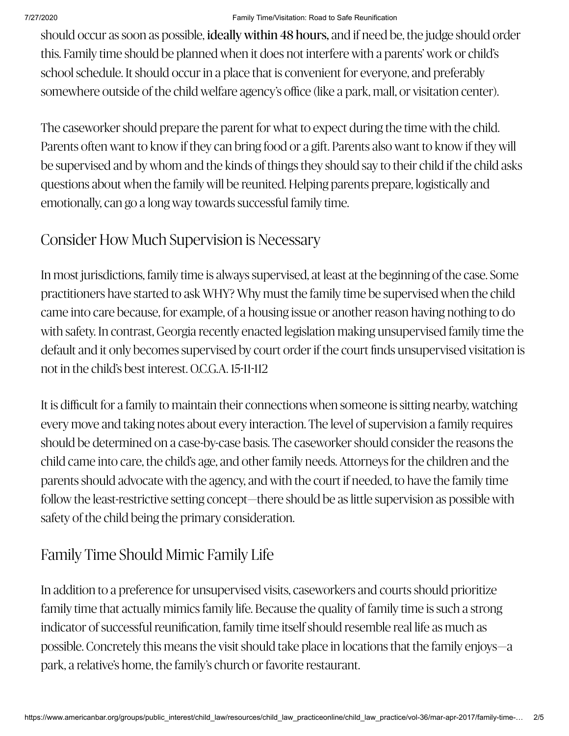should occur as soon as possible, **ideally within 48 hours**, and if need be, the judge should order this. Family time should be planned when it does not interfere with a parents' work or child's school schedule. It should occur in a place that is convenient for everyone, and preferably somewhere outside of the child welfare agency's office (like a park, mall, or visitation center).

The caseworker should prepare the parent for what to expect during the time with the child. Parents often want to know if they can bring food or a gift. Parents also want to know if they will be supervised and by whom and the kinds of things they should say to their child if the child asks questions about when the family will be reunited. Helping parents prepare, logistically and emotionally, can go a long way towards successful family time.

## Consider How Much Supervision is Necessary

In most jurisdictions, family time is always supervised, at least at the beginning of the case. Some practitioners have started to ask WHY? Why must the family time be supervised when the child came into care because, for example, of a housing issue or another reason having nothing to do with safety. In contrast, Georgia recently enacted legislation making unsupervised family time the default and it only becomes supervised by court order if the court finds unsupervised visitation is not in the child's best interest. O.C.G.A. 15-11-112

It is difficult for a family to maintain their connections when someone is sitting nearby, watching every move and taking notes about every interaction. The level of supervision a family requires should be determined on a case-by-case basis. The caseworker should consider the reasons the child came into care, the child's age, and other family needs. Attorneys for the children and the parents should advocate with the agency, and with the court if needed, to have the family time follow the least-restrictive setting concept—there should be as little supervision as possible with safety of the child being the primary consideration.

## Family Time Should Mimic Family Life

In addition to a preference for unsupervised visits, caseworkers and courts should prioritize family time that actually mimics family life. Because the quality of family time is such a strong indicator of successful reunification, family time itself should resemble real life as much as possible. Concretely this means the visit should take place in locations that the family enjoys—a park, a relative's home, the family's church or favorite restaurant.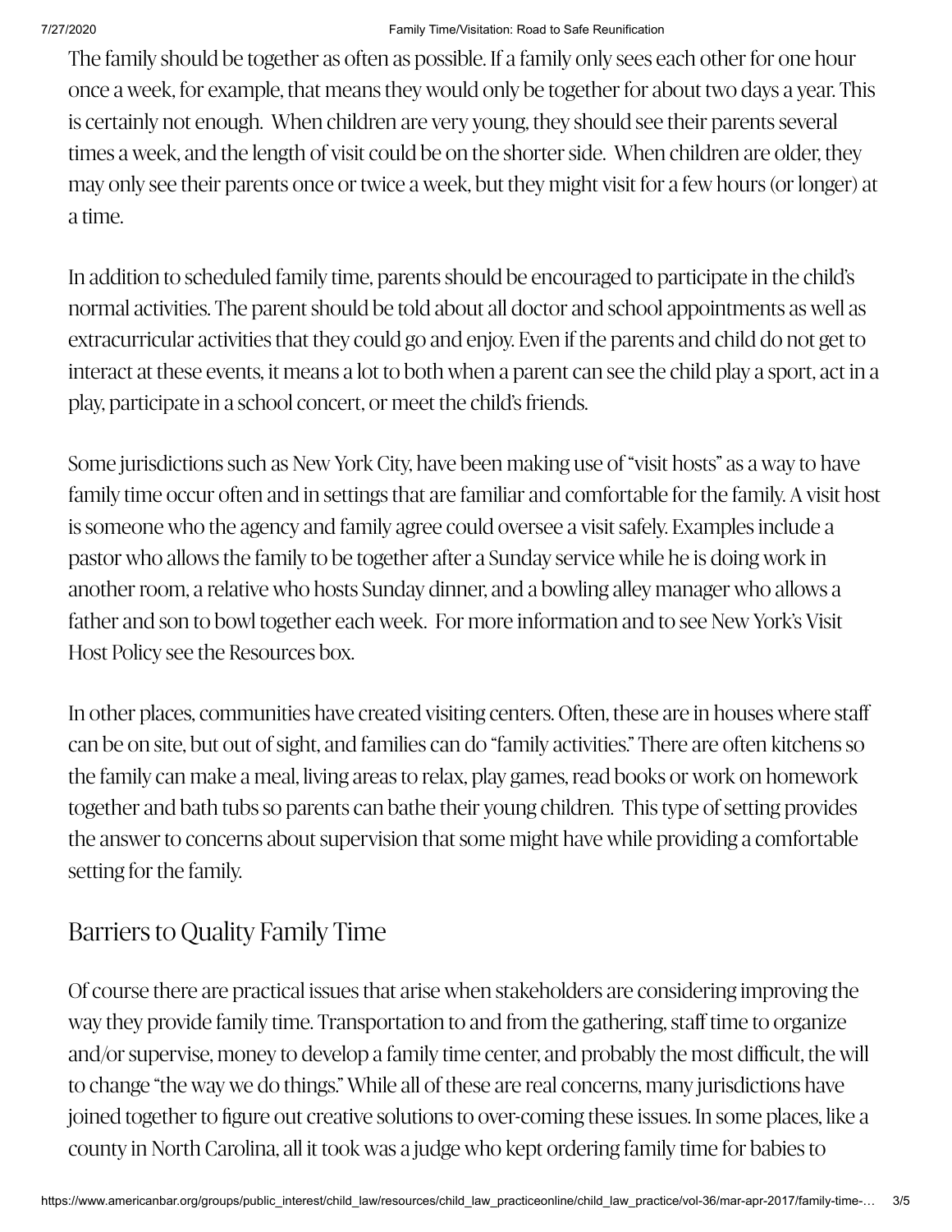The family should be together as often as possible. If a family only sees each other for one hour once a week, for example, that means they would only be together for about two days a year. This is certainly not enough. When children are very young, they should see their parents several times a week, and the length of visit could be on the shorter side. When children are older, they may only see their parents once or twice a week, but they might visit for a few hours (or longer) at a time.

In addition to scheduled family time, parents should be encouraged to participate in the child's normal activities. The parent should be told about all doctor and school appointments as well as extracurricular activities that they could go and enjoy. Even if the parents and child do not get to interact at these events, it means a lot to both when a parent can see the child play a sport, act in a play, participate in a school concert, or meet the child's friends.

Some jurisdictions such as New York City, have been making use of "visit hosts" as a way to have family time occur often and in settings that are familiar and comfortable for the family. A visit host is someone who the agency and family agree could oversee a visit safely. Examples include a pastor who allows the family to be together after a Sunday service while he is doing work in another room, a relative who hosts Sunday dinner, and a bowling alley manager who allows a father and son to bowl together each week. For more information and to see New York's Visit Host Policy see the Resources box.

In other places, communities have created visiting centers. Often, these are in houses where staff can be on site, but out of sight, and families can do "family activities." There are often kitchens so the family can make a meal, living areas to relax, play games, read books or work on homework together and bath tubs so parents can bathe their young children. This type of setting provides the answer to concerns about supervision that some might have while providing a comfortable setting for the family.

## Barriers to Quality Family Time

Of course there are practical issues that arise when stakeholders are considering improving the way they provide family time. Transportation to and from the gathering, staff time to organize and/or supervise, money to develop a family time center, and probably the most difficult, the will to change "the way we do things." While all of these are real concerns, many jurisdictions have joined together to figure out creative solutions to over-coming these issues. In some places, like a county in North Carolina, all it took was a judge who kept ordering family time for babies to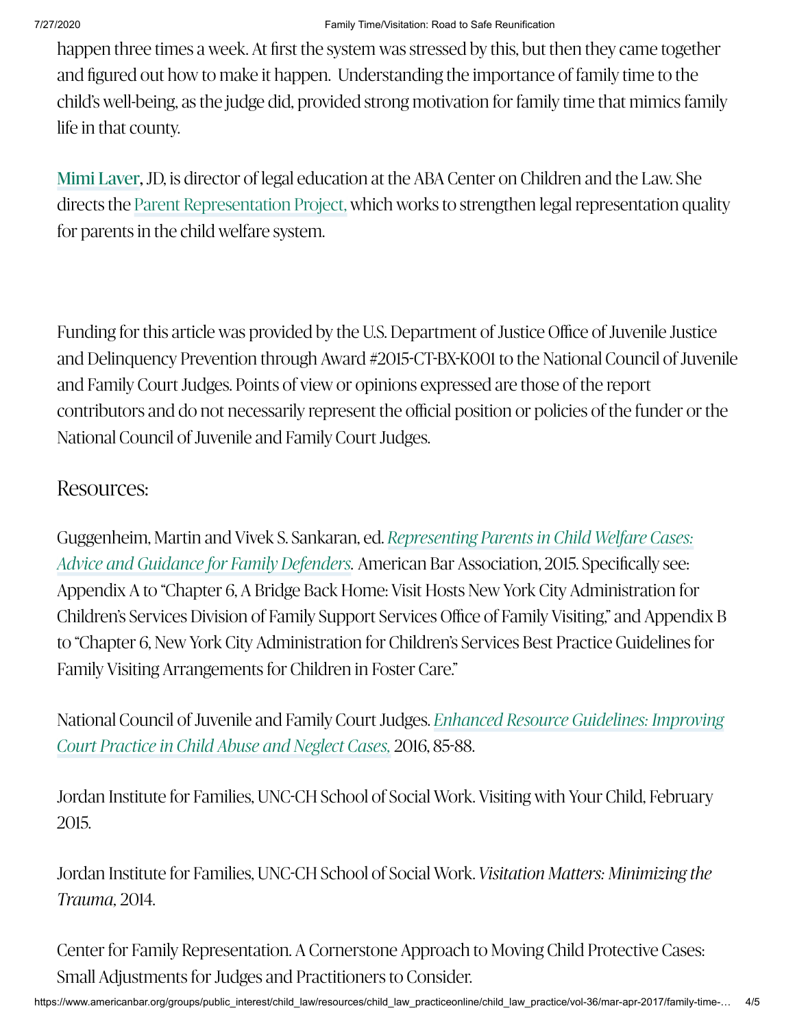happen three times a week. At first the system was stressed by this, but then they came together and figured out how to make it happen. Understanding the importance of family time to the child's well-being, as the judge did, provided strong motivation for family time that mimics family life in that county.

**Mimi Laver**, JD, is director of legal education at the ABA Center on Children and the Law. She directs the Parent Representation Project, which works to strengthen legal representation quality for parents in the child welfare system.

Funding for this article was provided by the U.S. Department of Justice Office of Juvenile Justice and Delinquency Prevention through Award #2015-CT-BX-K001 to the National Council of Juvenile and Family Court Judges. Points of view or opinions expressed are those of the report contributors and do not necessarily represent the official position or policies of the funder or the National Council of Juvenile and Family Court Judges.

## Resources:

Guggenheim, Martin and Vivek S. Sankaran, ed. *Representing Parents in Child Welfare Cases: Advice and Guidance for Family Defenders.* American Bar Association, 2015. Specifically see: Appendix A to "Chapter 6, A Bridge Back Home: Visit Hosts New York City Administration for Children's Services Division of Family Support Services Office of Family Visiting," and Appendix B to "Chapter 6, New York City Administration for Children's Services Best Practice Guidelines for Family Visiting Arrangements for Children in Foster Care."

National Council of Juvenile and Family Court Judges. *Enhanced Resource Guidelines: Improving Court Practice in Child Abuse and Neglect Cases,* 2016, 85-88.

Jordan Institute for Families, UNC-CH School of Social Work. Visiting with Your Child, February 2015.

Jordan Institute for Families, UNC-CH School of Social Work. *Visitation Matters: Minimizing the Trauma,* 2014.

Center for Family Representation. A Cornerstone Approach to Moving Child Protective Cases: Small Adjustments for Judges and Practitioners to Consider.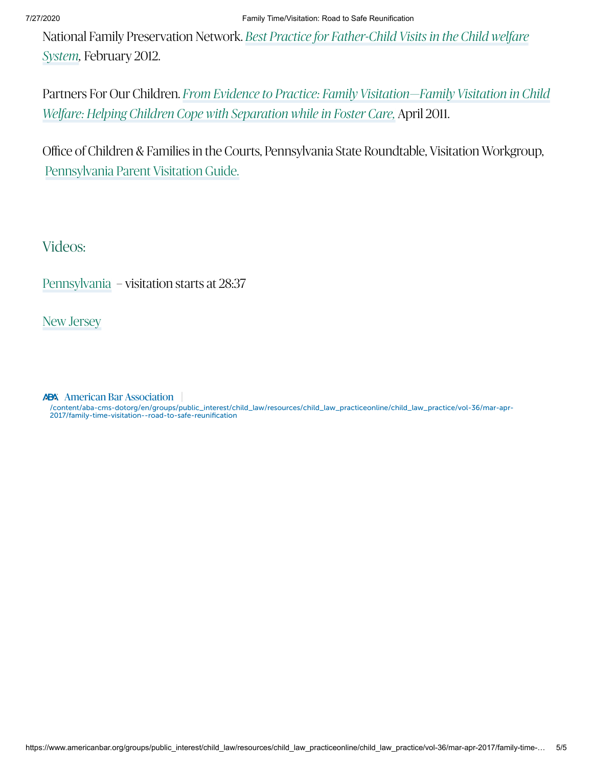National Family Preservation Network. *Best Practice for Father-Child Visits in the Child welfare System*, February 2012.

Partners For Our Children. *From Evidence to Practice: Family Visitation—Family Visitation in Child Welfare: Helping Children Cope with Separation while in Foster Care,* April 2011.

Office of Children & Families in the Courts, Pennsylvania State Roundtable, Visitation Workgroup, Pennsylvania Parent Visitation Guide.

## Videos:

Pennsylvania – visitation starts at 28:37

New Jersey

ABA American Bar Association |
/content/aba-cms-dotorg/en/groups/public_interest/child_law/resources/child_law_practiceonline/child_law_practice/vol-36/mar-apr-2017/family-time-visitation--road-to-safe-reunification